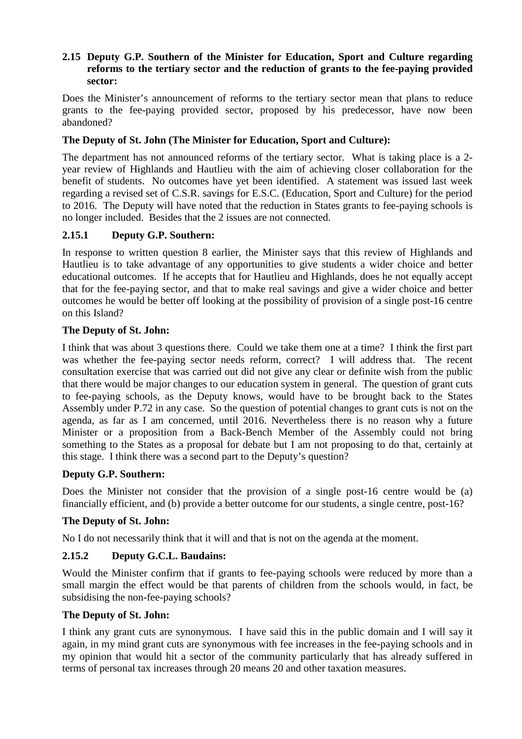### 2.15 Deputy G.P. Southern of the Minister for Education, Sport and Culture regarding reforms to the tertiary sector and the reduction of grants to the fee-paying provided sector:

Does the Minister's announcement of reforms to the tertiary sector mean that plans to reduce grants to the fee-paying provided sector, proposed by his predecessor, have now been abandoned?

**The Deputy of St. John (The Minister for Education, Sport and Culture):**

The department has not announced reforms of the tertiary sector. What is taking place is a 2-year review of Highlands and Hautlieu with the aim of achieving closer collaboration for the benefit of students. No outcomes have yet been identified. A statement was issued last week regarding a revised set of C.S.R. savings for E.S.C. (Education, Sport and Culture) for the period to 2016. The Deputy will have noted that the reduction in States grants to fee-paying schools is no longer included. Besides that the 2 issues are not connected.

### 2.15.1 Deputy G.P. Southern:

In response to written question 8 earlier, the Minister says that this review of Highlands and Hautlieu is to take advantage of any opportunities to give students a wider choice and better educational outcomes. If he accepts that for Hautlieu and Highlands, does he not equally accept that for the fee-paying sector, and that to make real savings and give a wider choice and better outcomes he would be better off looking at the possibility of provision of a single post-16 centre on this Island?

**The Deputy of St. John:**

I think that was about 3 questions there. Could we take them one at a time? I think the first part was whether the fee-paying sector needs reform, correct? I will address that. The recent consultation exercise that was carried out did not give any clear or definite wish from the public that there would be major changes to our education system in general. The question of grant cuts to fee-paying schools, as the Deputy knows, would have to be brought back to the States Assembly under P.72 in any case. So the question of potential changes to grant cuts is not on the agenda, as far as I am concerned, until 2016. Nevertheless there is no reason why a future Minister or a proposition from a Back-Bench Member of the Assembly could not bring something to the States as a proposal for debate but I am not proposing to do that, certainly at this stage. I think there was a second part to the Deputy's question?

**Deputy G.P. Southern:**

Does the Minister not consider that the provision of a single post-16 centre would be (a) financially efficient, and (b) provide a better outcome for our students, a single centre, post-16?

**The Deputy of St. John:**

No I do not necessarily think that it will and that is not on the agenda at the moment.

### 2.15.2 Deputy G.C.L. Baudains:

Would the Minister confirm that if grants to fee-paying schools were reduced by more than a small margin the effect would be that parents of children from the schools would, in fact, be subsidising the non-fee-paying schools?

**The Deputy of St. John:**

I think any grant cuts are synonymous. I have said this in the public domain and I will say it again, in my mind grant cuts are synonymous with fee increases in the fee-paying schools and in my opinion that would hit a sector of the community particularly that has already suffered in terms of personal tax increases through 20 means 20 and other taxation measures.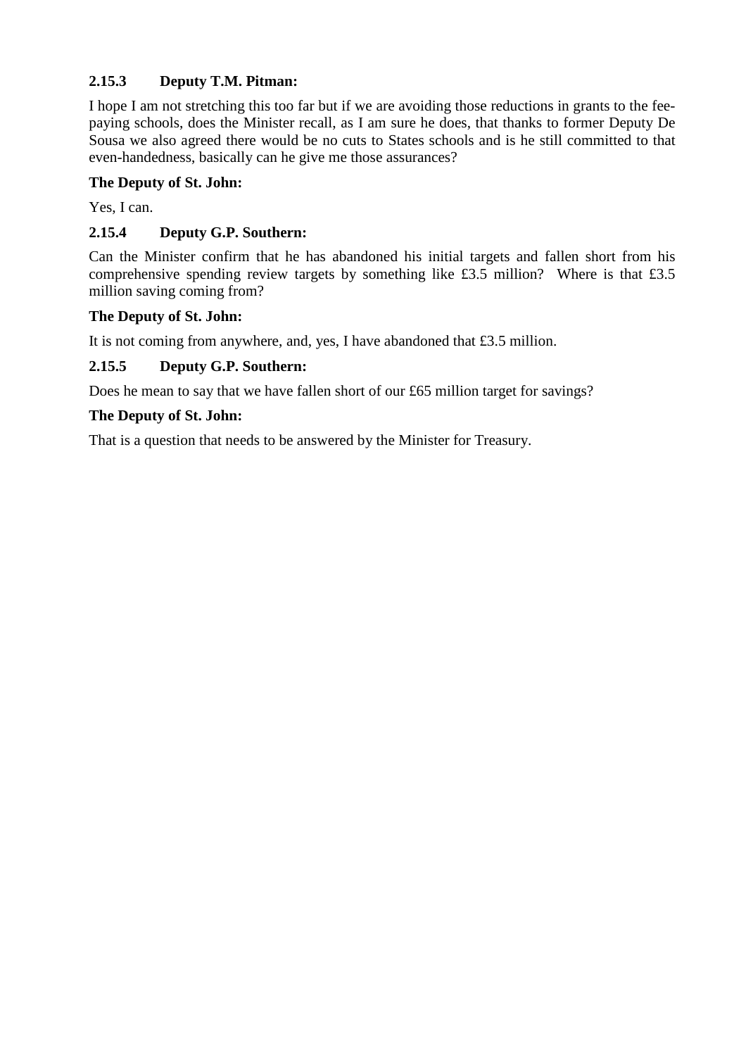**2.15.3 Deputy T.M. Pitman:**

I hope I am not stretching this too far but if we are avoiding those reductions in grants to the fee-paying schools, does the Minister recall, as I am sure he does, that thanks to former Deputy De Sousa we also agreed there would be no cuts to States schools and is he still committed to that even-handedness, basically can he give me those assurances?

**The Deputy of St. John:**

Yes, I can.

**2.15.4 Deputy G.P. Southern:**

Can the Minister confirm that he has abandoned his initial targets and fallen short from his comprehensive spending review targets by something like £3.5 million? Where is that £3.5 million saving coming from?

**The Deputy of St. John:**

It is not coming from anywhere, and, yes, I have abandoned that £3.5 million.

**2.15.5 Deputy G.P. Southern:**

Does he mean to say that we have fallen short of our £65 million target for savings?

**The Deputy of St. John:**

That is a question that needs to be answered by the Minister for Treasury.